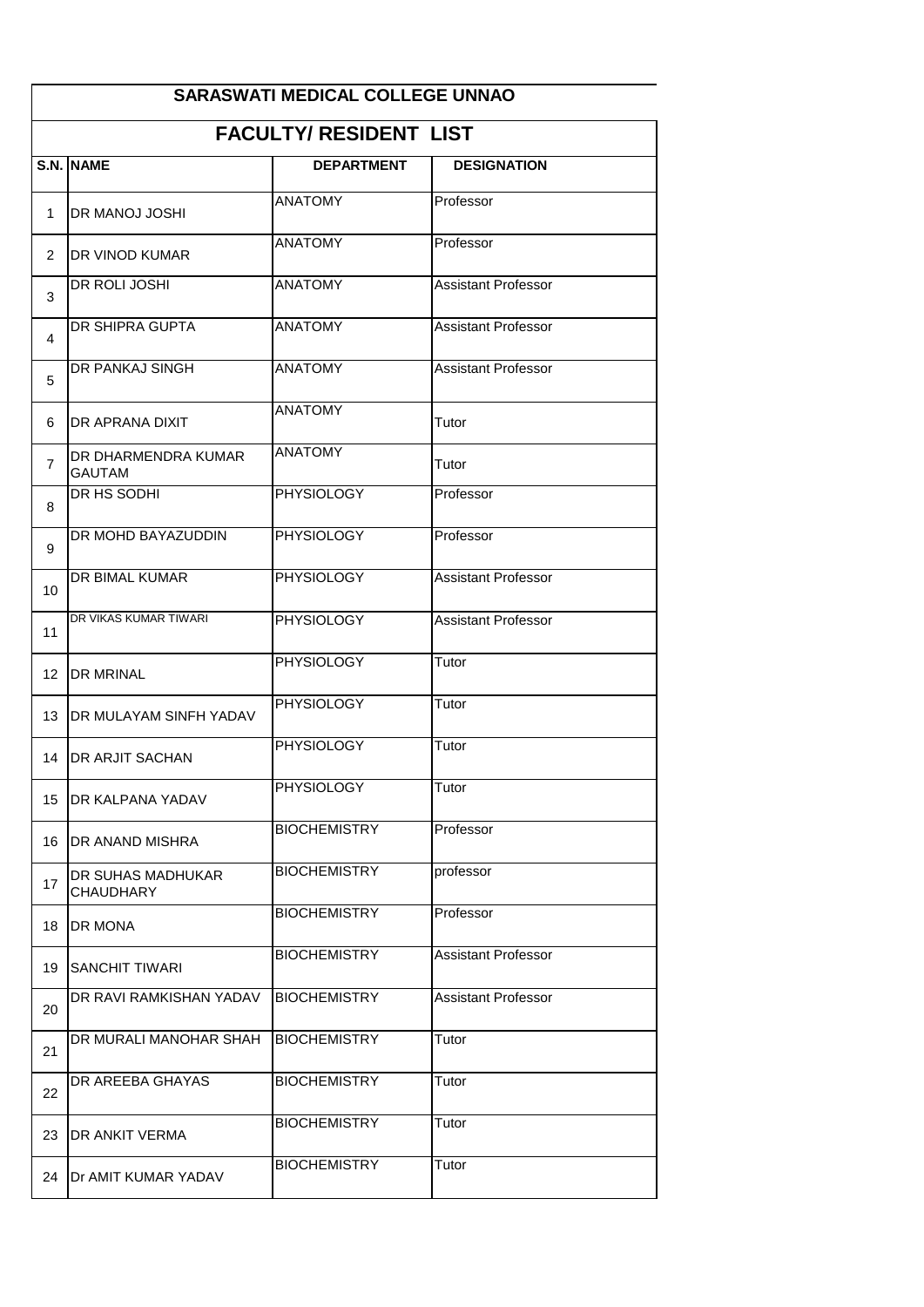# SARASWATI MEDICAL COLLEGE UNNAO

## FACULTY/ RESIDENT LIST

| S.N. | NAME | DEPARTMENT | DESIGNATION |
|---|---|---|---|
| 1 | DR MANOJ JOSHI | ANATOMY | Professor |
| 2 | DR VINOD KUMAR | ANATOMY | Professor |
| 3 | DR ROLI JOSHI | ANATOMY | Assistant Professor |
| 4 | DR SHIPRA GUPTA | ANATOMY | Assistant Professor |
| 5 | DR PANKAJ SINGH | ANATOMY | Assistant Professor |
| 6 | DR APRANA DIXIT | ANATOMY | Tutor |
| 7 | DR DHARMENDRA KUMAR GAUTAM | ANATOMY | Tutor |
| 8 | DR HS SODHI | PHYSIOLOGY | Professor |
| 9 | DR MOHD BAYAZUDDIN | PHYSIOLOGY | Professor |
| 10 | DR BIMAL KUMAR | PHYSIOLOGY | Assistant Professor |
| 11 | DR VIKAS KUMAR TIWARI | PHYSIOLOGY | Assistant Professor |
| 12 | DR MRINAL | PHYSIOLOGY | Tutor |
| 13 | DR MULAYAM SINFH YADAV | PHYSIOLOGY | Tutor |
| 14 | DR ARJIT SACHAN | PHYSIOLOGY | Tutor |
| 15 | DR KALPANA YADAV | PHYSIOLOGY | Tutor |
| 16 | DR ANAND MISHRA | BIOCHEMISTRY | Professor |
| 17 | DR SUHAS MADHUKAR CHAUDHARY | BIOCHEMISTRY | professor |
| 18 | DR MONA | BIOCHEMISTRY | Professor |
| 19 | SANCHIT TIWARI | BIOCHEMISTRY | Assistant Professor |
| 20 | DR RAVI RAMKISHAN YADAV | BIOCHEMISTRY | Assistant Professor |
| 21 | DR MURALI MANOHAR SHAH | BIOCHEMISTRY | Tutor |
| 22 | DR AREEBA GHAYAS | BIOCHEMISTRY | Tutor |
| 23 | DR ANKIT VERMA | BIOCHEMISTRY | Tutor |
| 24 | Dr AMIT KUMAR YADAV | BIOCHEMISTRY | Tutor |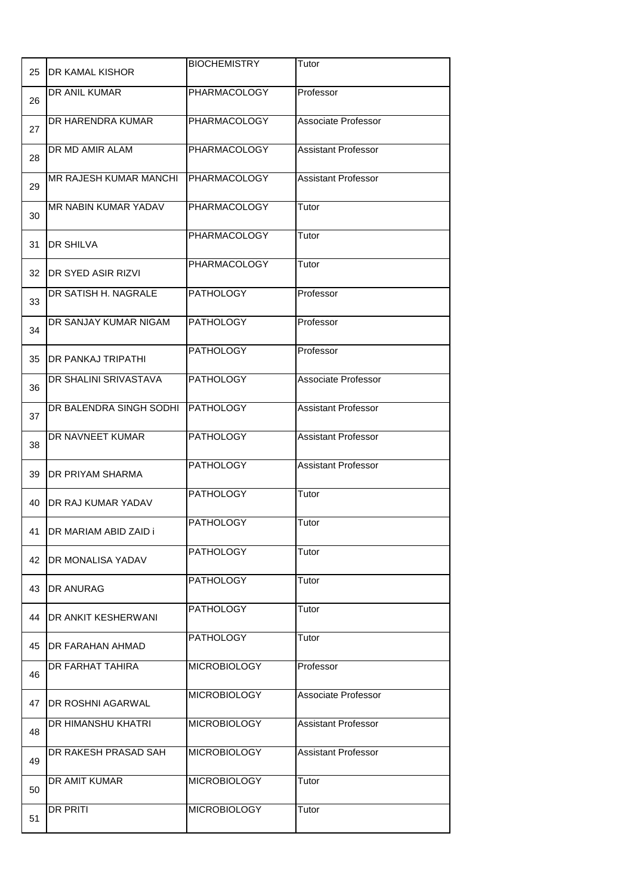| 25 | DR KAMAL KISHOR | BIOCHEMISTRY | Tutor |
|---|---|---|---|
| 26 | DR ANIL KUMAR | PHARMACOLOGY | Professor |
| 27 | DR HARENDRA KUMAR | PHARMACOLOGY | Associate Professor |
| 28 | DR MD AMIR ALAM | PHARMACOLOGY | Assistant Professor |
| 29 | MR RAJESH KUMAR MANCHI | PHARMACOLOGY | Assistant Professor |
| 30 | MR NABIN KUMAR YADAV | PHARMACOLOGY | Tutor |
| 31 | DR SHILVA | PHARMACOLOGY | Tutor |
| 32 | DR SYED ASIR RIZVI | PHARMACOLOGY | Tutor |
| 33 | DR SATISH H. NAGRALE | PATHOLOGY | Professor |
| 34 | DR SANJAY KUMAR NIGAM | PATHOLOGY | Professor |
| 35 | DR PANKAJ TRIPATHI | PATHOLOGY | Professor |
| 36 | DR SHALINI SRIVASTAVA | PATHOLOGY | Associate Professor |
| 37 | DR BALENDRA SINGH SODHI | PATHOLOGY | Assistant Professor |
| 38 | DR NAVNEET KUMAR | PATHOLOGY | Assistant Professor |
| 39 | DR PRIYAM SHARMA | PATHOLOGY | Assistant Professor |
| 40 | DR RAJ KUMAR YADAV | PATHOLOGY | Tutor |
| 41 | DR MARIAM ABID ZAID i | PATHOLOGY | Tutor |
| 42 | DR MONALISA YADAV | PATHOLOGY | Tutor |
| 43 | DR ANURAG | PATHOLOGY | Tutor |
| 44 | DR ANKIT KESHERWANI | PATHOLOGY | Tutor |
| 45 | DR FARAHAN AHMAD | PATHOLOGY | Tutor |
| 46 | DR FARHAT TAHIRA | MICROBIOLOGY | Professor |
| 47 | DR ROSHNI AGARWAL | MICROBIOLOGY | Associate Professor |
| 48 | DR HIMANSHU KHATRI | MICROBIOLOGY | Assistant Professor |
| 49 | DR RAKESH PRASAD SAH | MICROBIOLOGY | Assistant Professor |
| 50 | DR AMIT KUMAR | MICROBIOLOGY | Tutor |
| 51 | DR PRITI | MICROBIOLOGY | Tutor |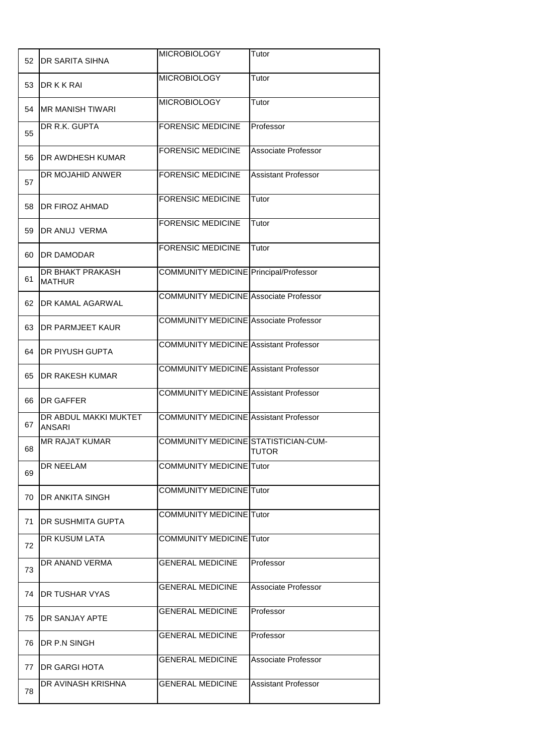| | | | |
|---|---|---|---|
| 52 | DR SARITA SIHNA | MICROBIOLOGY | Tutor |
| 53 | DR K K RAI | MICROBIOLOGY | Tutor |
| 54 | MR MANISH TIWARI | MICROBIOLOGY | Tutor |
| 55 | DR R.K. GUPTA | FORENSIC MEDICINE | Professor |
| 56 | DR AWDHESH KUMAR | FORENSIC MEDICINE | Associate Professor |
| 57 | DR MOJAHID ANWER | FORENSIC MEDICINE | Assistant Professor |
| 58 | DR FIROZ AHMAD | FORENSIC MEDICINE | Tutor |
| 59 | DR ANUJ VERMA | FORENSIC MEDICINE | Tutor |
| 60 | DR DAMODAR | FORENSIC MEDICINE | Tutor |
| 61 | DR BHAKT PRAKASH MATHUR | COMMUNITY MEDICINE | Principal/Professor |
| 62 | DR KAMAL AGARWAL | COMMUNITY MEDICINE | Associate Professor |
| 63 | DR PARMJEET KAUR | COMMUNITY MEDICINE | Associate Professor |
| 64 | DR PIYUSH GUPTA | COMMUNITY MEDICINE | Assistant Professor |
| 65 | DR RAKESH KUMAR | COMMUNITY MEDICINE | Assistant Professor |
| 66 | DR GAFFER | COMMUNITY MEDICINE | Assistant Professor |
| 67 | DR ABDUL MAKKI MUKTET ANSARI | COMMUNITY MEDICINE | Assistant Professor |
| 68 | MR RAJAT KUMAR | COMMUNITY MEDICINE | STATISTICIAN-CUM-TUTOR |
| 69 | DR NEELAM | COMMUNITY MEDICINE | Tutor |
| 70 | DR ANKITA SINGH | COMMUNITY MEDICINE | Tutor |
| 71 | DR SUSHMITA GUPTA | COMMUNITY MEDICINE | Tutor |
| 72 | DR KUSUM LATA | COMMUNITY MEDICINE | Tutor |
| 73 | DR ANAND VERMA | GENERAL MEDICINE | Professor |
| 74 | DR TUSHAR VYAS | GENERAL MEDICINE | Associate Professor |
| 75 | DR SANJAY APTE | GENERAL MEDICINE | Professor |
| 76 | DR P.N SINGH | GENERAL MEDICINE | Professor |
| 77 | DR GARGI HOTA | GENERAL MEDICINE | Associate Professor |
| 78 | DR AVINASH KRISHNA | GENERAL MEDICINE | Assistant Professor |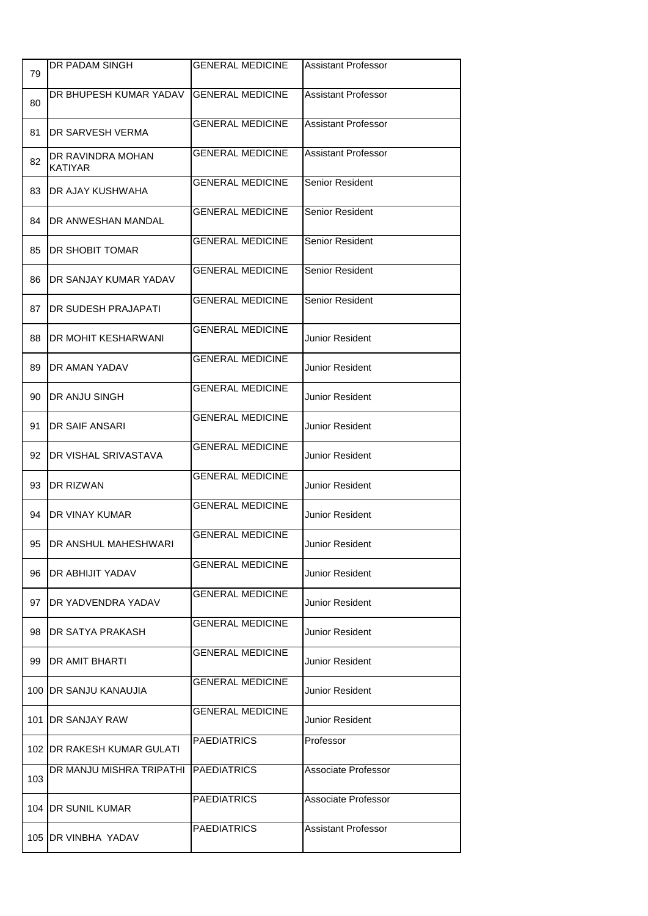| 79 | DR PADAM SINGH | GENERAL MEDICINE | Assistant Professor |
|---|---|---|---|
| 80 | DR BHUPESH KUMAR YADAV | GENERAL MEDICINE | Assistant Professor |
| 81 | DR SARVESH VERMA | GENERAL MEDICINE | Assistant Professor |
| 82 | DR RAVINDRA MOHAN KATIYAR | GENERAL MEDICINE | Assistant Professor |
| 83 | DR AJAY KUSHWAHA | GENERAL MEDICINE | Senior Resident |
| 84 | DR ANWESHAN MANDAL | GENERAL MEDICINE | Senior Resident |
| 85 | DR SHOBIT TOMAR | GENERAL MEDICINE | Senior Resident |
| 86 | DR SANJAY KUMAR YADAV | GENERAL MEDICINE | Senior Resident |
| 87 | DR SUDESH PRAJAPATI | GENERAL MEDICINE | Senior Resident |
| 88 | DR MOHIT KESHARWANI | GENERAL MEDICINE | Junior Resident |
| 89 | DR AMAN YADAV | GENERAL MEDICINE | Junior Resident |
| 90 | DR ANJU SINGH | GENERAL MEDICINE | Junior Resident |
| 91 | DR SAIF ANSARI | GENERAL MEDICINE | Junior Resident |
| 92 | DR VISHAL SRIVASTAVA | GENERAL MEDICINE | Junior Resident |
| 93 | DR RIZWAN | GENERAL MEDICINE | Junior Resident |
| 94 | DR VINAY KUMAR | GENERAL MEDICINE | Junior Resident |
| 95 | DR ANSHUL MAHESHWARI | GENERAL MEDICINE | Junior Resident |
| 96 | DR ABHIJIT YADAV | GENERAL MEDICINE | Junior Resident |
| 97 | DR YADVENDRA YADAV | GENERAL MEDICINE | Junior Resident |
| 98 | DR SATYA PRAKASH | GENERAL MEDICINE | Junior Resident |
| 99 | DR AMIT BHARTI | GENERAL MEDICINE | Junior Resident |
| 100 | DR SANJU KANAUJIA | GENERAL MEDICINE | Junior Resident |
| 101 | DR SANJAY RAW | GENERAL MEDICINE | Junior Resident |
| 102 | DR RAKESH KUMAR GULATI | PAEDIATRICS | Professor |
| 103 | DR MANJU MISHRA TRIPATHI | PAEDIATRICS | Associate Professor |
| 104 | DR SUNIL KUMAR | PAEDIATRICS | Associate Professor |
| 105 | DR VINBHA YADAV | PAEDIATRICS | Assistant Professor |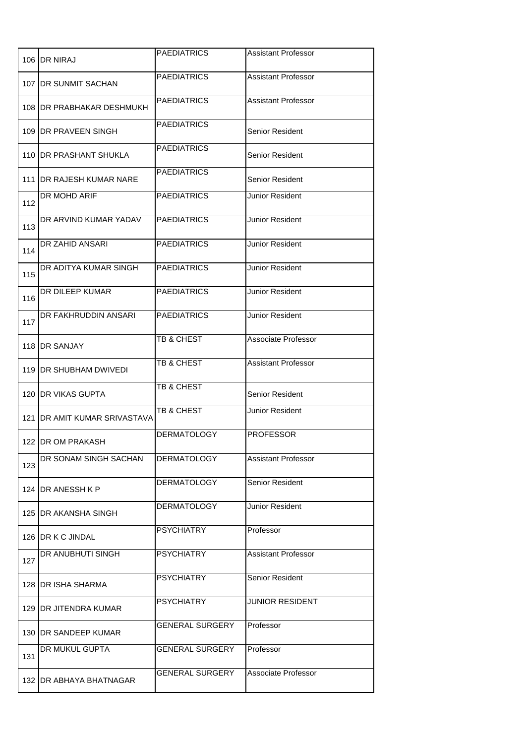| 106 | DR NIRAJ | PAEDIATRICS | Assistant Professor |
|---|---|---|---|
| 107 | DR SUNMIT SACHAN | PAEDIATRICS | Assistant Professor |
| 108 | DR PRABHAKAR DESHMUKH | PAEDIATRICS | Assistant Professor |
| 109 | DR PRAVEEN SINGH | PAEDIATRICS | Senior Resident |
| 110 | DR PRASHANT SHUKLA | PAEDIATRICS | Senior Resident |
| 111 | DR RAJESH KUMAR NARE | PAEDIATRICS | Senior Resident |
| 112 | DR MOHD ARIF | PAEDIATRICS | Junior Resident |
| 113 | DR ARVIND KUMAR YADAV | PAEDIATRICS | Junior Resident |
| 114 | DR ZAHID ANSARI | PAEDIATRICS | Junior Resident |
| 115 | DR ADITYA KUMAR SINGH | PAEDIATRICS | Junior Resident |
| 116 | DR DILEEP KUMAR | PAEDIATRICS | Junior Resident |
| 117 | DR FAKHRUDDIN ANSARI | PAEDIATRICS | Junior Resident |
| 118 | DR SANJAY | TB & CHEST | Associate Professor |
| 119 | DR SHUBHAM DWIVEDI | TB & CHEST | Assistant Professor |
| 120 | DR VIKAS GUPTA | TB & CHEST | Senior Resident |
| 121 | DR AMIT KUMAR SRIVASTAVA | TB & CHEST | Junior Resident |
| 122 | DR OM PRAKASH | DERMATOLOGY | PROFESSOR |
| 123 | DR SONAM SINGH SACHAN | DERMATOLOGY | Assistant Professor |
| 124 | DR ANESSH K P | DERMATOLOGY | Senior Resident |
| 125 | DR AKANSHA SINGH | DERMATOLOGY | Junior Resident |
| 126 | DR K C JINDAL | PSYCHIATRY | Professor |
| 127 | DR ANUBHUTI SINGH | PSYCHIATRY | Assistant Professor |
| 128 | DR ISHA SHARMA | PSYCHIATRY | Senior Resident |
| 129 | DR JITENDRA KUMAR | PSYCHIATRY | JUNIOR RESIDENT |
| 130 | DR SANDEEP KUMAR | GENERAL SURGERY | Professor |
| 131 | DR MUKUL GUPTA | GENERAL SURGERY | Professor |
| 132 | DR ABHAYA BHATNAGAR | GENERAL SURGERY | Associate Professor |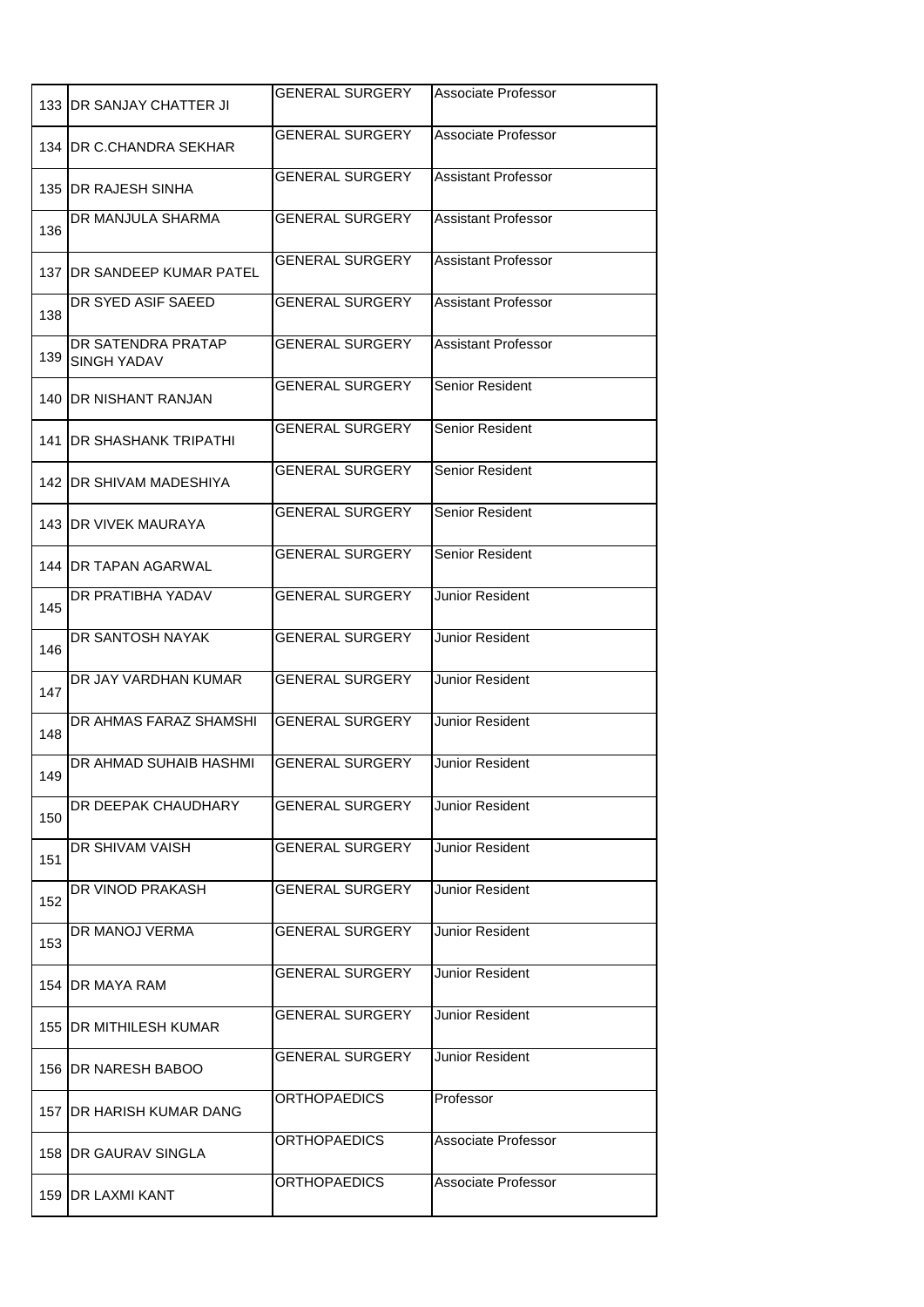| 133 | DR SANJAY CHATTER JI | GENERAL SURGERY | Associate Professor |
|---|---|---|---|
| 134 | DR C.CHANDRA SEKHAR | GENERAL SURGERY | Associate Professor |
| 135 | DR RAJESH SINHA | GENERAL SURGERY | Assistant Professor |
| 136 | DR MANJULA SHARMA | GENERAL SURGERY | Assistant Professor |
| 137 | DR SANDEEP KUMAR PATEL | GENERAL SURGERY | Assistant Professor |
| 138 | DR SYED ASIF SAEED | GENERAL SURGERY | Assistant Professor |
| 139 | DR SATENDRA PRATAP SINGH YADAV | GENERAL SURGERY | Assistant Professor |
| 140 | DR NISHANT RANJAN | GENERAL SURGERY | Senior Resident |
| 141 | DR SHASHANK TRIPATHI | GENERAL SURGERY | Senior Resident |
| 142 | DR SHIVAM MADESHIYA | GENERAL SURGERY | Senior Resident |
| 143 | DR VIVEK MAURAYA | GENERAL SURGERY | Senior Resident |
| 144 | DR TAPAN AGARWAL | GENERAL SURGERY | Senior Resident |
| 145 | DR PRATIBHA YADAV | GENERAL SURGERY | Junior Resident |
| 146 | DR SANTOSH NAYAK | GENERAL SURGERY | Junior Resident |
| 147 | DR JAY VARDHAN KUMAR | GENERAL SURGERY | Junior Resident |
| 148 | DR AHMAS FARAZ SHAMSHI | GENERAL SURGERY | Junior Resident |
| 149 | DR AHMAD SUHAIB HASHMI | GENERAL SURGERY | Junior Resident |
| 150 | DR DEEPAK CHAUDHARY | GENERAL SURGERY | Junior Resident |
| 151 | DR SHIVAM VAISH | GENERAL SURGERY | Junior Resident |
| 152 | DR VINOD PRAKASH | GENERAL SURGERY | Junior Resident |
| 153 | DR MANOJ VERMA | GENERAL SURGERY | Junior Resident |
| 154 | DR MAYA RAM | GENERAL SURGERY | Junior Resident |
| 155 | DR MITHILESH KUMAR | GENERAL SURGERY | Junior Resident |
| 156 | DR NARESH BABOO | GENERAL SURGERY | Junior Resident |
| 157 | DR HARISH KUMAR DANG | ORTHOPAEDICS | Professor |
| 158 | DR GAURAV SINGLA | ORTHOPAEDICS | Associate Professor |
| 159 | DR LAXMI KANT | ORTHOPAEDICS | Associate Professor |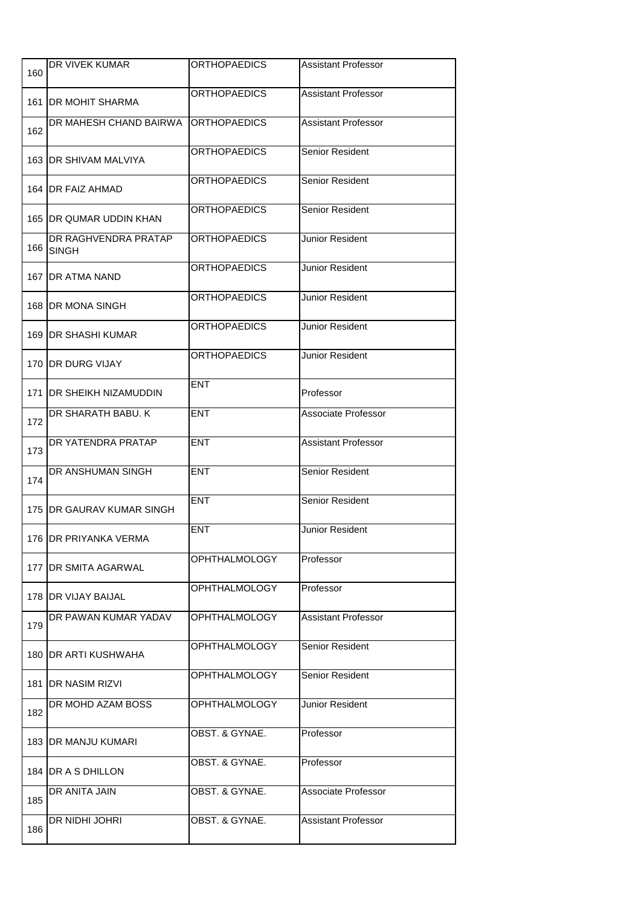| 160 | DR VIVEK KUMAR | ORTHOPAEDICS | Assistant Professor |
|---|---|---|---|
| 161 | DR MOHIT SHARMA | ORTHOPAEDICS | Assistant Professor |
| 162 | DR MAHESH CHAND BAIRWA | ORTHOPAEDICS | Assistant Professor |
| 163 | DR SHIVAM MALVIYA | ORTHOPAEDICS | Senior Resident |
| 164 | DR FAIZ AHMAD | ORTHOPAEDICS | Senior Resident |
| 165 | DR QUMAR UDDIN KHAN | ORTHOPAEDICS | Senior Resident |
| 166 | DR RAGHVENDRA PRATAP SINGH | ORTHOPAEDICS | Junior Resident |
| 167 | DR ATMA NAND | ORTHOPAEDICS | Junior Resident |
| 168 | DR MONA SINGH | ORTHOPAEDICS | Junior Resident |
| 169 | DR SHASHI KUMAR | ORTHOPAEDICS | Junior Resident |
| 170 | DR DURG VIJAY | ORTHOPAEDICS | Junior Resident |
| 171 | DR SHEIKH NIZAMUDDIN | ENT | Professor |
| 172 | DR SHARATH BABU. K | ENT | Associate Professor |
| 173 | DR YATENDRA PRATAP | ENT | Assistant Professor |
| 174 | DR ANSHUMAN SINGH | ENT | Senior Resident |
| 175 | DR GAURAV KUMAR SINGH | ENT | Senior Resident |
| 176 | DR PRIYANKA VERMA | ENT | Junior Resident |
| 177 | DR SMITA AGARWAL | OPHTHALMOLOGY | Professor |
| 178 | DR VIJAY BAIJAL | OPHTHALMOLOGY | Professor |
| 179 | DR PAWAN KUMAR YADAV | OPHTHALMOLOGY | Assistant Professor |
| 180 | DR ARTI KUSHWAHA | OPHTHALMOLOGY | Senior Resident |
| 181 | DR NASIM RIZVI | OPHTHALMOLOGY | Senior Resident |
| 182 | DR MOHD AZAM BOSS | OPHTHALMOLOGY | Junior Resident |
| 183 | DR MANJU KUMARI | OBST. & GYNAE. | Professor |
| 184 | DR A S DHILLON | OBST. & GYNAE. | Professor |
| 185 | DR ANITA JAIN | OBST. & GYNAE. | Associate Professor |
| 186 | DR NIDHI JOHRI | OBST. & GYNAE. | Assistant Professor |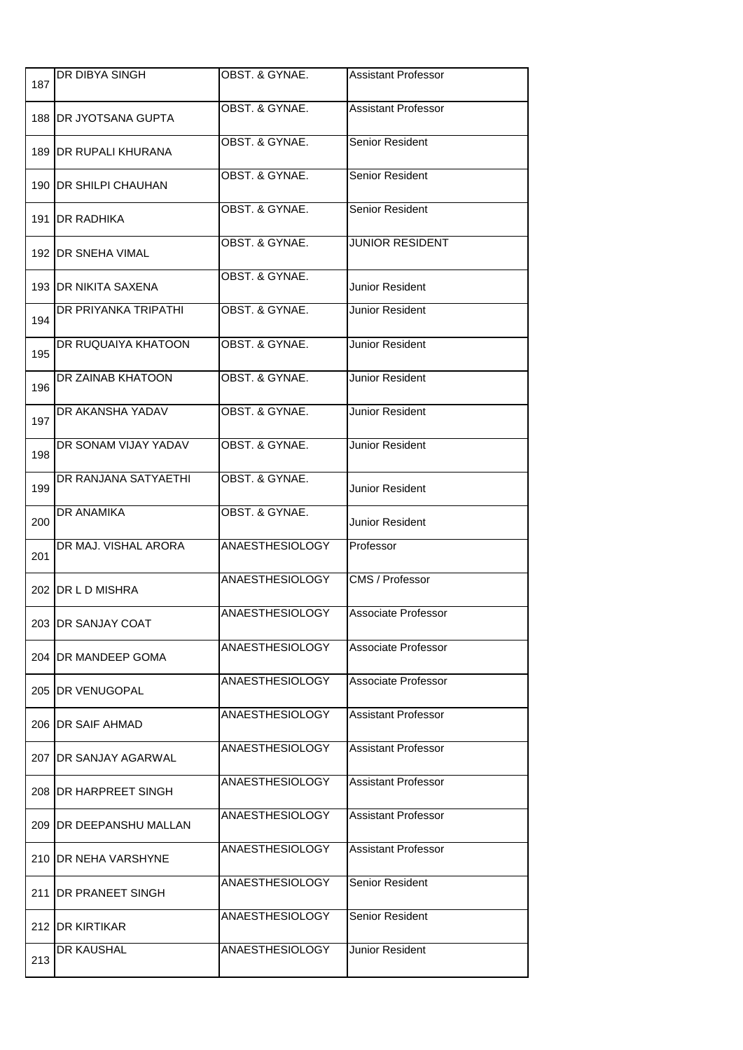| 187 | DR DIBYA SINGH | OBST. & GYNAE. | Assistant Professor |
|---|---|---|---|
| 188 | DR JYOTSANA GUPTA | OBST. & GYNAE. | Assistant Professor |
| 189 | DR RUPALI KHURANA | OBST. & GYNAE. | Senior Resident |
| 190 | DR SHILPI CHAUHAN | OBST. & GYNAE. | Senior Resident |
| 191 | DR RADHIKA | OBST. & GYNAE. | Senior Resident |
| 192 | DR SNEHA VIMAL | OBST. & GYNAE. | JUNIOR RESIDENT |
| 193 | DR NIKITA SAXENA | OBST. & GYNAE. | Junior Resident |
| 194 | DR PRIYANKA TRIPATHI | OBST. & GYNAE. | Junior Resident |
| 195 | DR RUQUAIYA KHATOON | OBST. & GYNAE. | Junior Resident |
| 196 | DR ZAINAB KHATOON | OBST. & GYNAE. | Junior Resident |
| 197 | DR AKANSHA YADAV | OBST. & GYNAE. | Junior Resident |
| 198 | DR SONAM VIJAY YADAV | OBST. & GYNAE. | Junior Resident |
| 199 | DR RANJANA SATYAETHI | OBST. & GYNAE. | Junior Resident |
| 200 | DR ANAMIKA | OBST. & GYNAE. | Junior Resident |
| 201 | DR MAJ. VISHAL ARORA | ANAESTHESIOLOGY | Professor |
| 202 | DR L D MISHRA | ANAESTHESIOLOGY | CMS / Professor |
| 203 | DR SANJAY COAT | ANAESTHESIOLOGY | Associate Professor |
| 204 | DR MANDEEP GOMA | ANAESTHESIOLOGY | Associate Professor |
| 205 | DR VENUGOPAL | ANAESTHESIOLOGY | Associate Professor |
| 206 | DR SAIF AHMAD | ANAESTHESIOLOGY | Assistant Professor |
| 207 | DR SANJAY AGARWAL | ANAESTHESIOLOGY | Assistant Professor |
| 208 | DR HARPREET SINGH | ANAESTHESIOLOGY | Assistant Professor |
| 209 | DR DEEPANSHU MALLAN | ANAESTHESIOLOGY | Assistant Professor |
| 210 | DR NEHA VARSHYNE | ANAESTHESIOLOGY | Assistant Professor |
| 211 | DR PRANEET SINGH | ANAESTHESIOLOGY | Senior Resident |
| 212 | DR KIRTIKAR | ANAESTHESIOLOGY | Senior Resident |
| 213 | DR KAUSHAL | ANAESTHESIOLOGY | Junior Resident |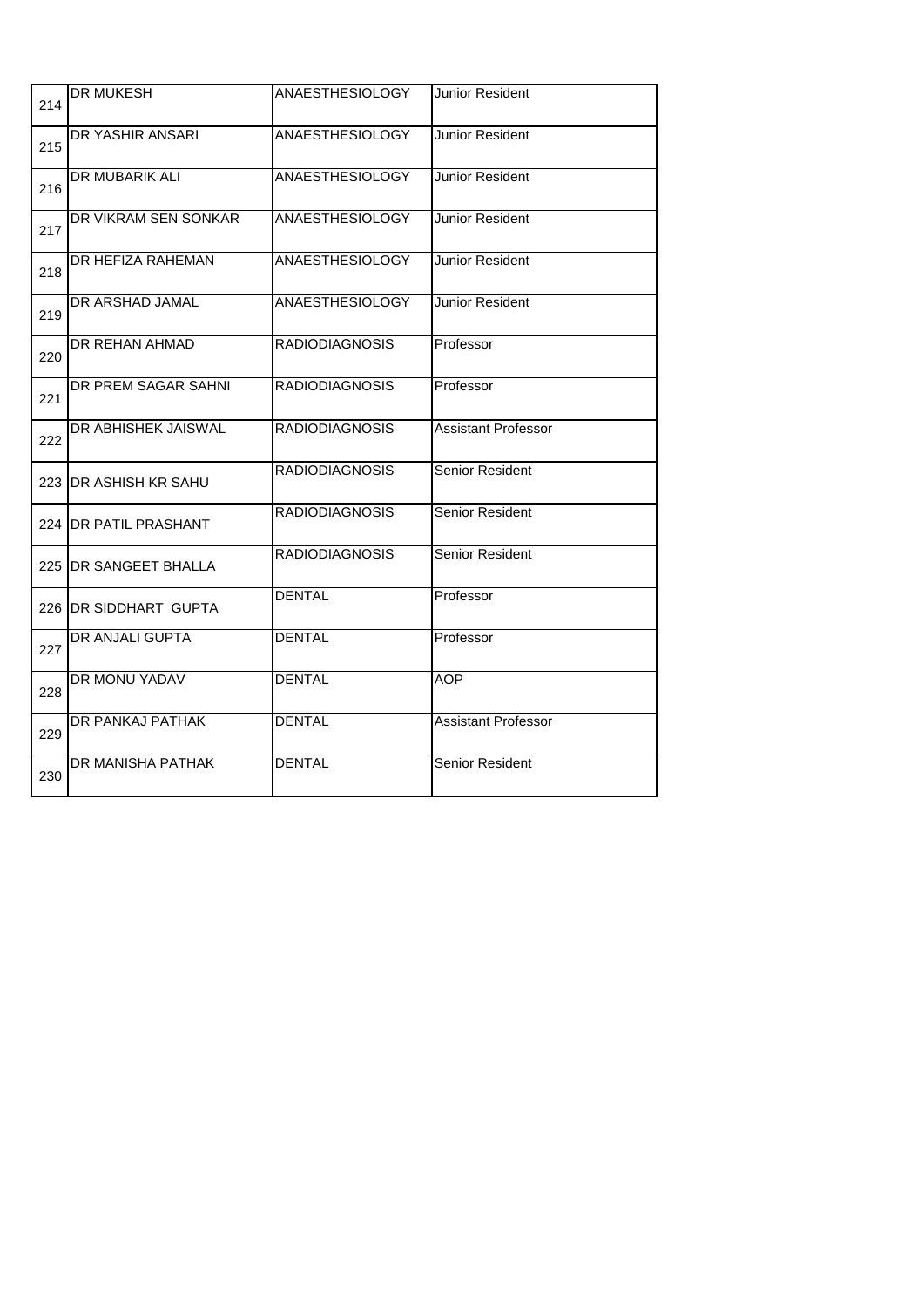| | | | |
|---|---|---|---|
| 214 | DR MUKESH | ANAESTHESIOLOGY | Junior Resident |
| 215 | DR YASHIR ANSARI | ANAESTHESIOLOGY | Junior Resident |
| 216 | DR MUBARIK ALI | ANAESTHESIOLOGY | Junior Resident |
| 217 | DR VIKRAM SEN SONKAR | ANAESTHESIOLOGY | Junior Resident |
| 218 | DR HEFIZA RAHEMAN | ANAESTHESIOLOGY | Junior Resident |
| 219 | DR ARSHAD JAMAL | ANAESTHESIOLOGY | Junior Resident |
| 220 | DR REHAN AHMAD | RADIODIAGNOSIS | Professor |
| 221 | DR PREM SAGAR SAHNI | RADIODIAGNOSIS | Professor |
| 222 | DR ABHISHEK JAISWAL | RADIODIAGNOSIS | Assistant Professor |
| 223 | DR ASHISH KR SAHU | RADIODIAGNOSIS | Senior Resident |
| 224 | DR PATIL PRASHANT | RADIODIAGNOSIS | Senior Resident |
| 225 | DR SANGEET BHALLA | RADIODIAGNOSIS | Senior Resident |
| 226 | DR SIDDHART GUPTA | DENTAL | Professor |
| 227 | DR ANJALI GUPTA | DENTAL | Professor |
| 228 | DR MONU YADAV | DENTAL | AOP |
| 229 | DR PANKAJ PATHAK | DENTAL | Assistant Professor |
| 230 | DR MANISHA PATHAK | DENTAL | Senior Resident |